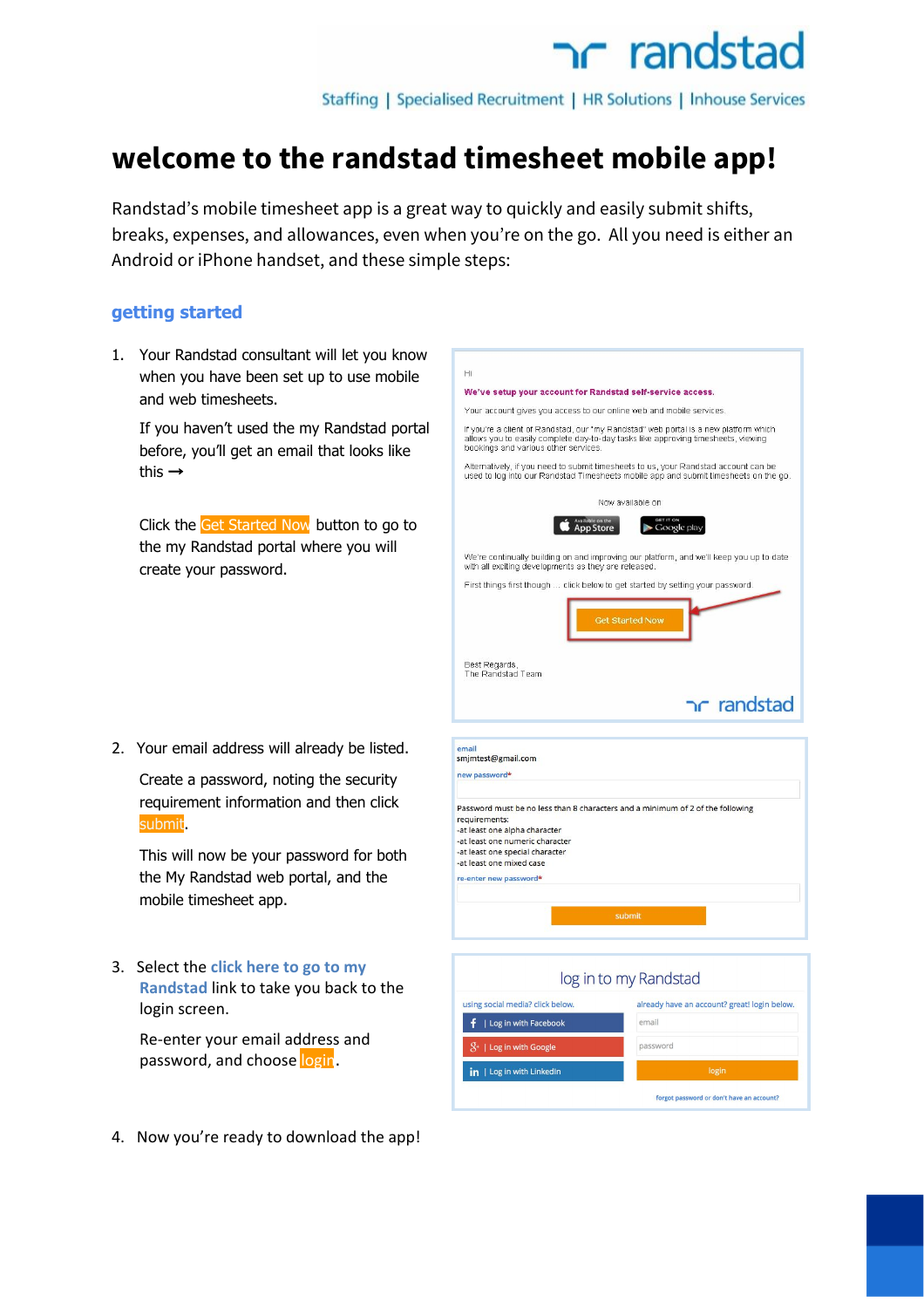# welcome to the randstad timesheet mobile app!

Randstad's mobile timesheet app is a great way to quickly and easily submit shifts, breaks, expenses, and allowances, even when you're on the go. All you need is either an Android or iPhone handset, and these simple steps:

## getting started

1. Your Randstad consultant will let you know when you have been set up to use mobile and web timesheets.

   If you haven't used the my Randstad portal before, you'll get an email that looks like this →

   Click the Get Started Now button to go to the my Randstad portal where you will create your password.

   Hi

   **We've setup your account for Randstad self-service access.**

   Your account gives you access to our online web and mobile services.

   If you're a client of Randstad, our "my Randstad" web portal is a new platform which allows you to easily complete day-to-day tasks like approving timesheets, viewing bookings and various other services.

   Alternatively, if you need to submit timesheets to us, your Randstad account can be used to log into our Randstad Timesheets mobile app and submit timesheets on the go.

   Now available on

   App Store | Google play

   We're continually building on and improving our platform, and we'll keep you up to date with all exciting developments as they are released.

   First things first though ... click below to get started by setting your password

   Get Started Now

   Best Regards,
   The Randstad Team

2. Your email address will already be listed.

   Create a password, noting the security requirement information and then click submit.

   This will now be your password for both the My Randstad web portal, and the mobile timesheet app.

   email
   smjmtest@gmail.com

   new password*

   Password must be no less than 8 characters and a minimum of 2 of the following requirements:
   -at least one alpha character
   -at least one numeric character
   -at least one special character
   -at least one mixed case

   re-enter new password*

   submit

3. Select the **click here to go to my Randstad** link to take you back to the login screen.

   Re-enter your email address and password, and choose login.

   log in to my Randstad

   using social media? click below.
   - Log in with Facebook
   - Log in with Google
   - Log in with LinkedIn

   already have an account? great! login below.

   email
   password
   login

   forgot password or don't have an account?

4. Now you're ready to download the app!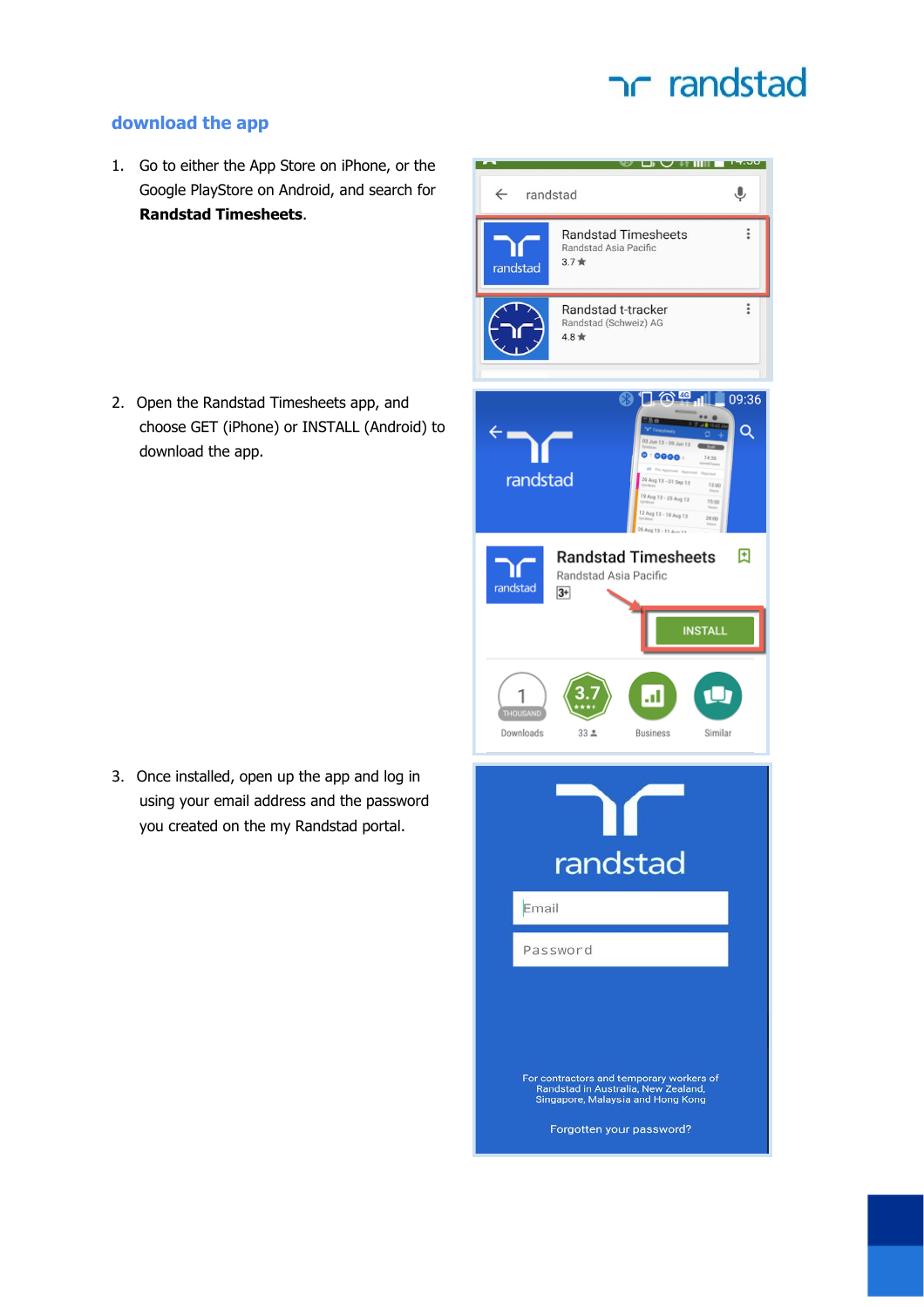## download the app

1. Go to either the App Store on iPhone, or the Google PlayStore on Android, and search for **Randstad Timesheets**.

2. Open the Randstad Timesheets app, and choose GET (iPhone) or INSTALL (Android) to download the app.

3. Once installed, open up the app and log in using your email address and the password you created on the my Randstad portal.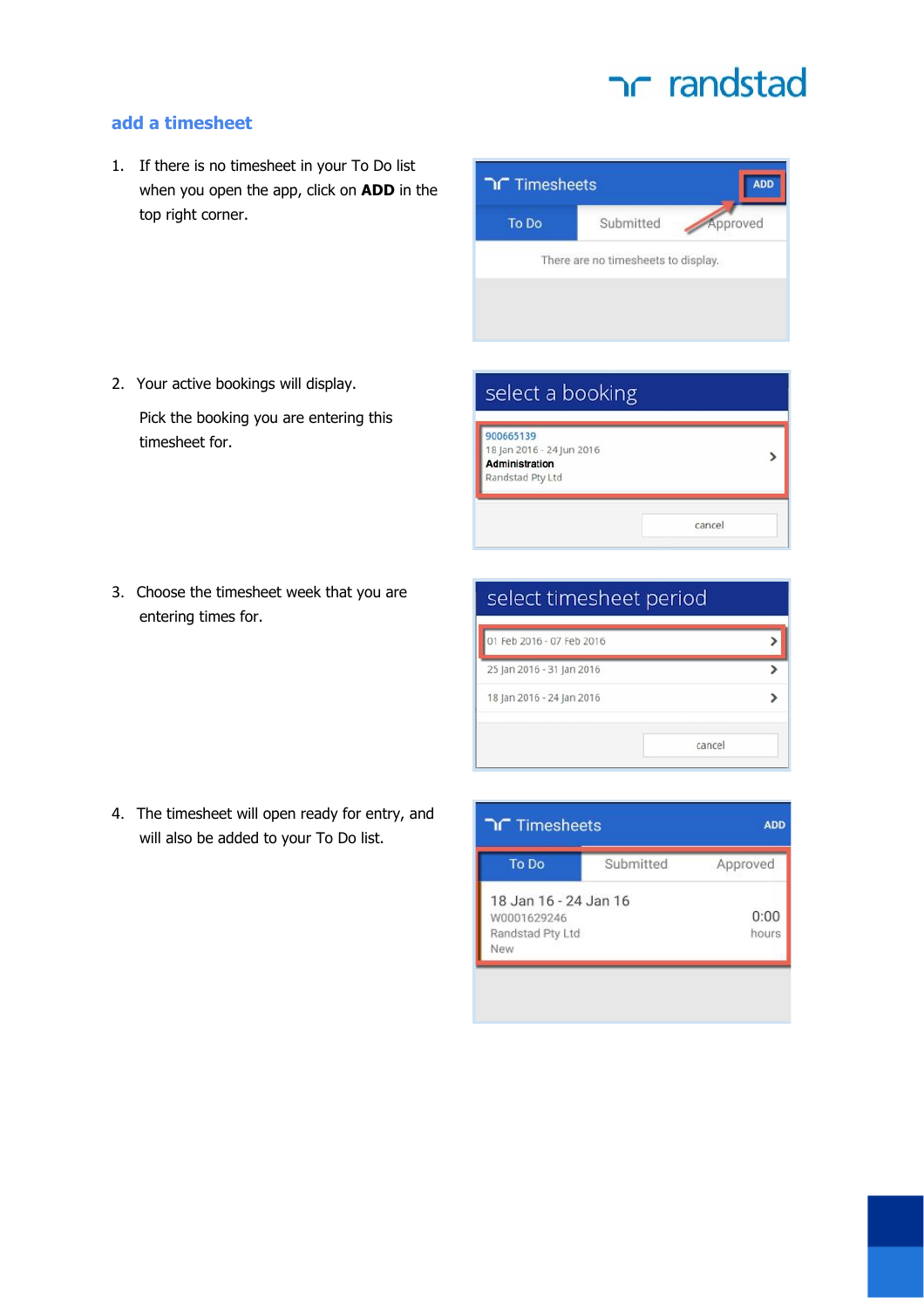## add a timesheet

1. If there is no timesheet in your To Do list when you open the app, click on **ADD** in the top right corner.

2. Your active bookings will display.

   Pick the booking you are entering this timesheet for.

3. Choose the timesheet week that you are entering times for.

4. The timesheet will open ready for entry, and will also be added to your To Do list.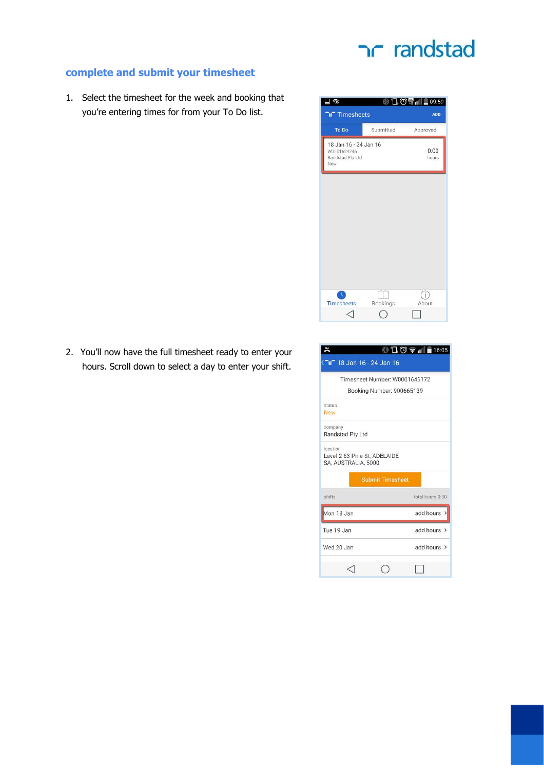## complete and submit your timesheet

1. Select the timesheet for the week and booking that you're entering times for from your To Do list.

2. You'll now have the full timesheet ready to enter your hours. Scroll down to select a day to enter your shift.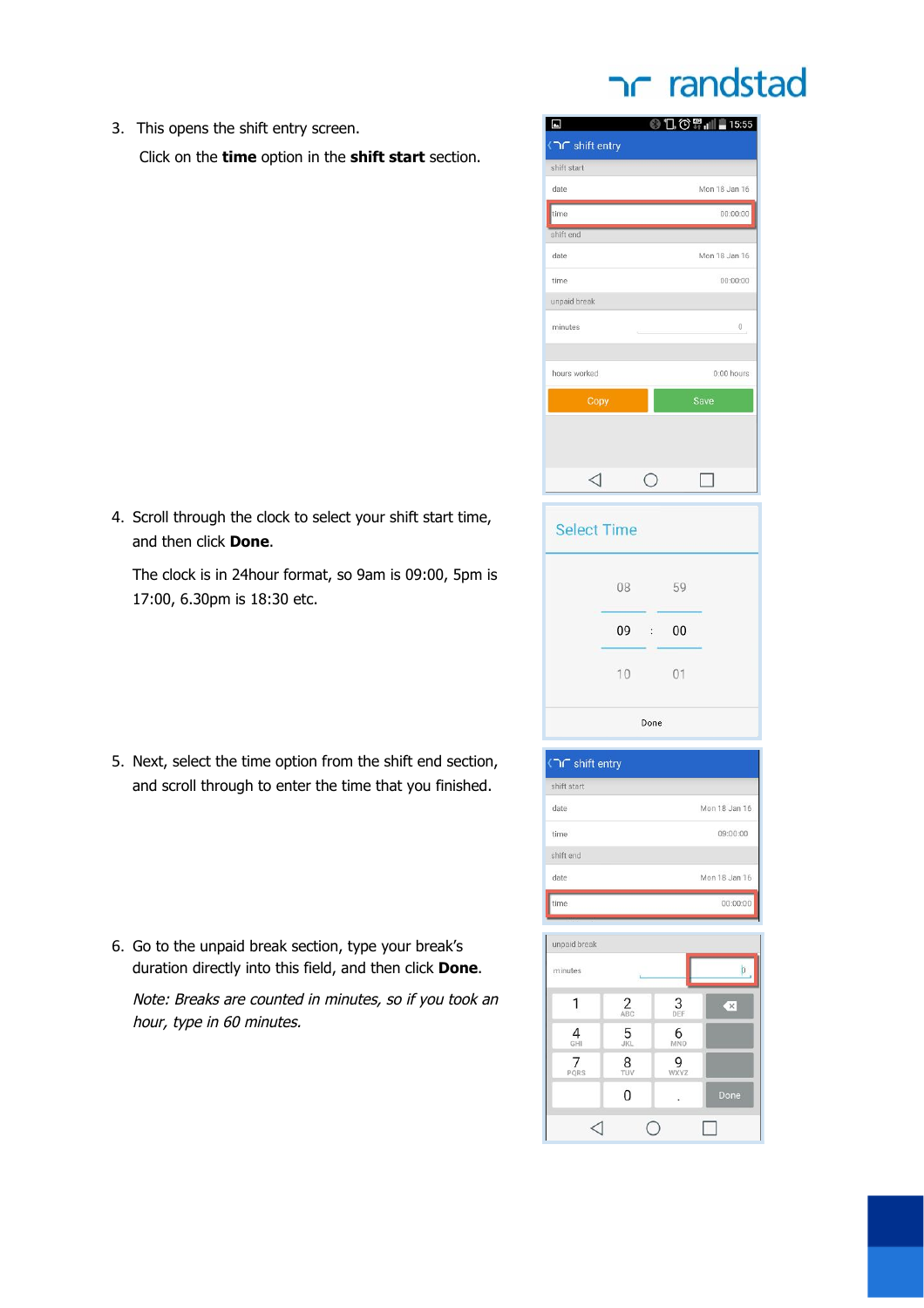3. This opens the shift entry screen.

   Click on the **time** option in the **shift start** section.

4. Scroll through the clock to select your shift start time, and then click **Done**.

   The clock is in 24hour format, so 9am is 09:00, 5pm is 17:00, 6.30pm is 18:30 etc.

5. Next, select the time option from the shift end section, and scroll through to enter the time that you finished.

6. Go to the unpaid break section, type your break's duration directly into this field, and then click **Done**.

   *Note: Breaks are counted in minutes, so if you took an hour, type in 60 minutes.*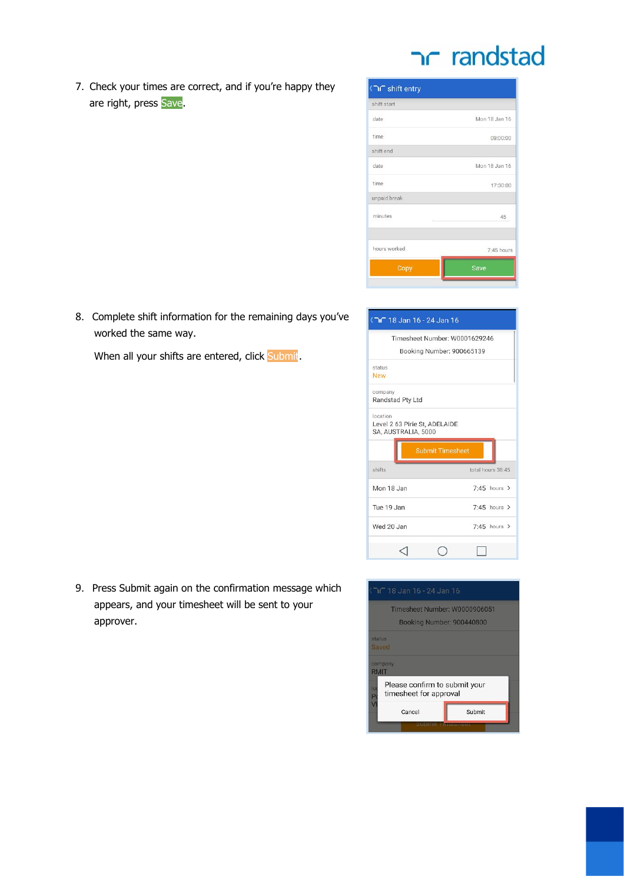7. Check your times are correct, and if you're happy they are right, press Save.

8. Complete shift information for the remaining days you've worked the same way.

   When all your shifts are entered, click Submit.

9. Press Submit again on the confirmation message which appears, and your timesheet will be sent to your approver.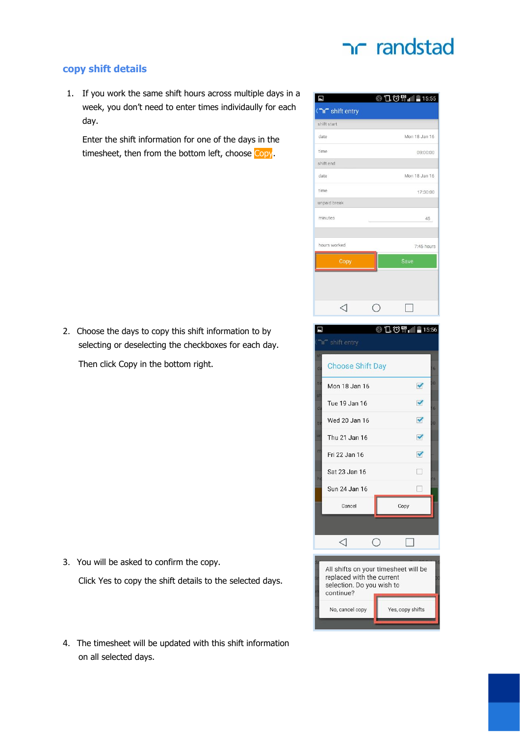## copy shift details

1. If you work the same shift hours across multiple days in a week, you don't need to enter times individually for each day.

   Enter the shift information for one of the days in the timesheet, then from the bottom left, choose Copy.

2. Choose the days to copy this shift information to by selecting or deselecting the checkboxes for each day.

   Then click Copy in the bottom right.

3. You will be asked to confirm the copy.

   Click Yes to copy the shift details to the selected days.

4. The timesheet will be updated with this shift information on all selected days.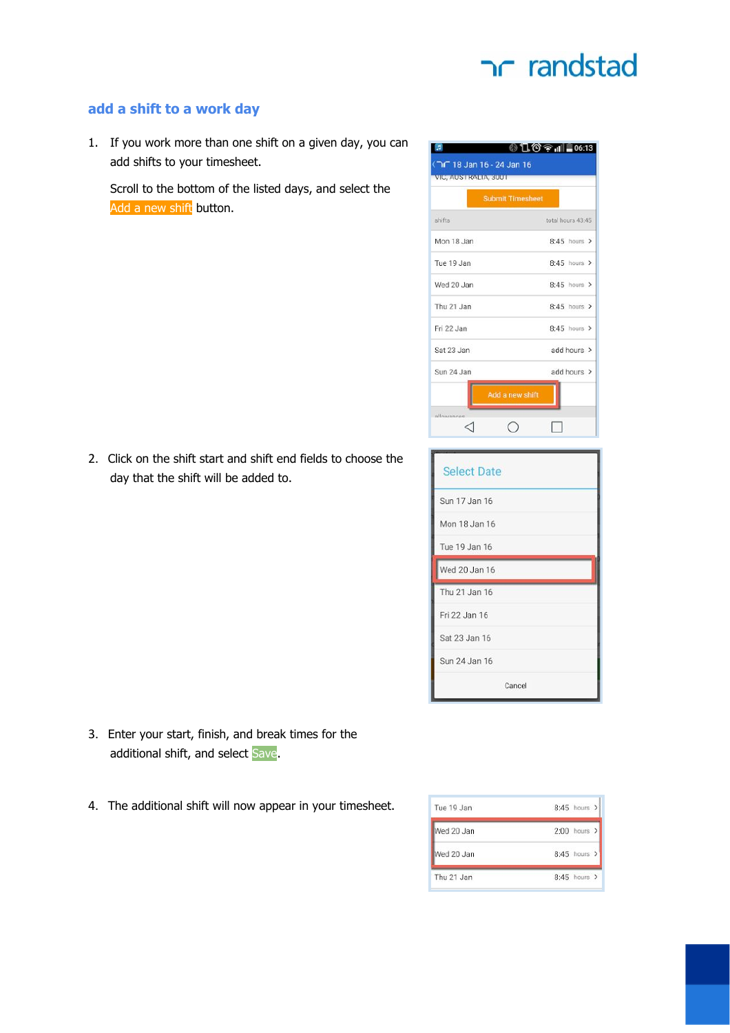## add a shift to a work day

1. If you work more than one shift on a given day, you can add shifts to your timesheet.

   Scroll to the bottom of the listed days, and select the Add a new shift button.

2. Click on the shift start and shift end fields to choose the day that the shift will be added to.

3. Enter your start, finish, and break times for the additional shift, and select Save.

4. The additional shift will now appear in your timesheet.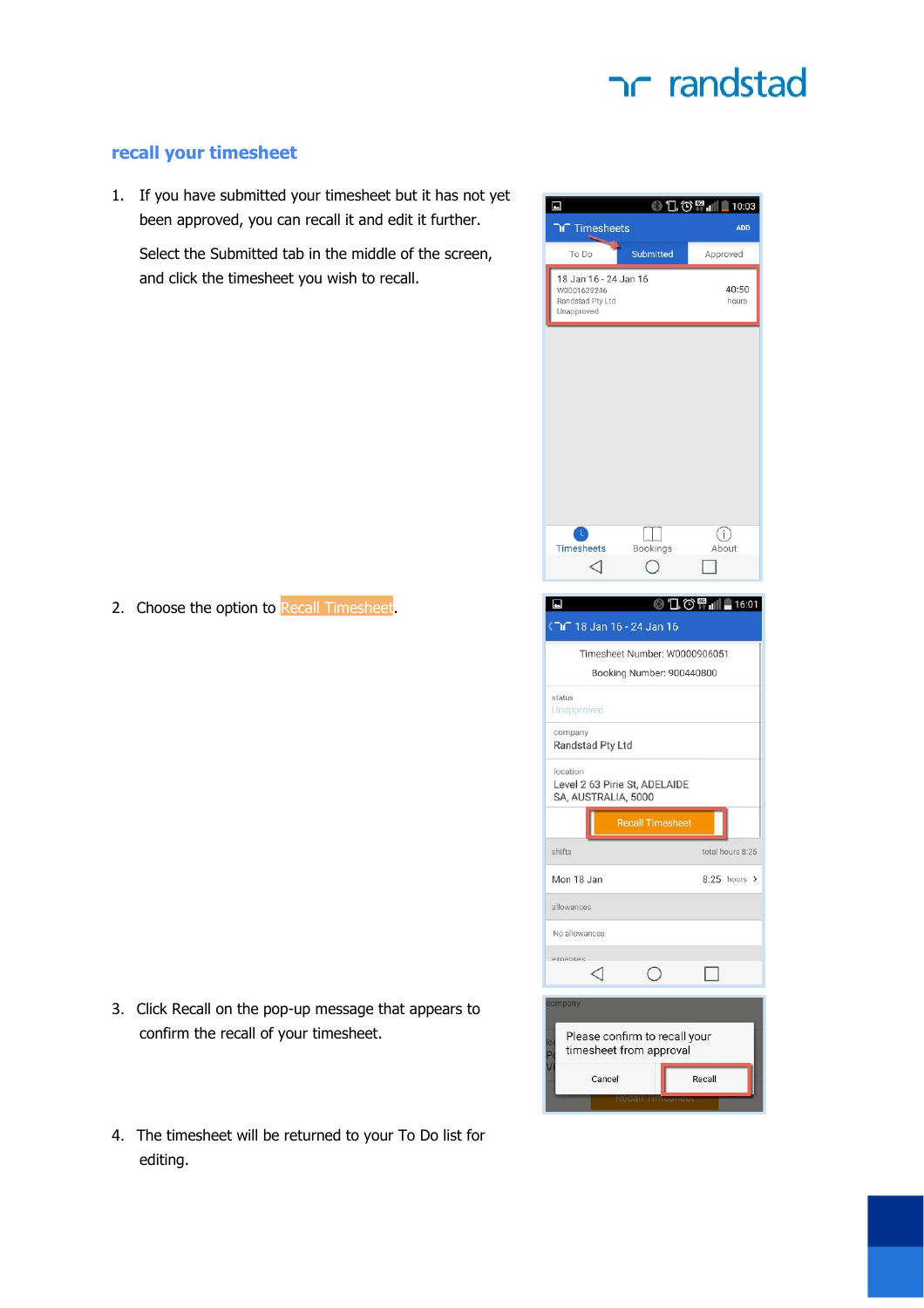## recall your timesheet

1. If you have submitted your timesheet but it has not yet been approved, you can recall it and edit it further.

   Select the Submitted tab in the middle of the screen, and click the timesheet you wish to recall.

2. Choose the option to Recall Timesheet.

3. Click Recall on the pop-up message that appears to confirm the recall of your timesheet.

4. The timesheet will be returned to your To Do list for editing.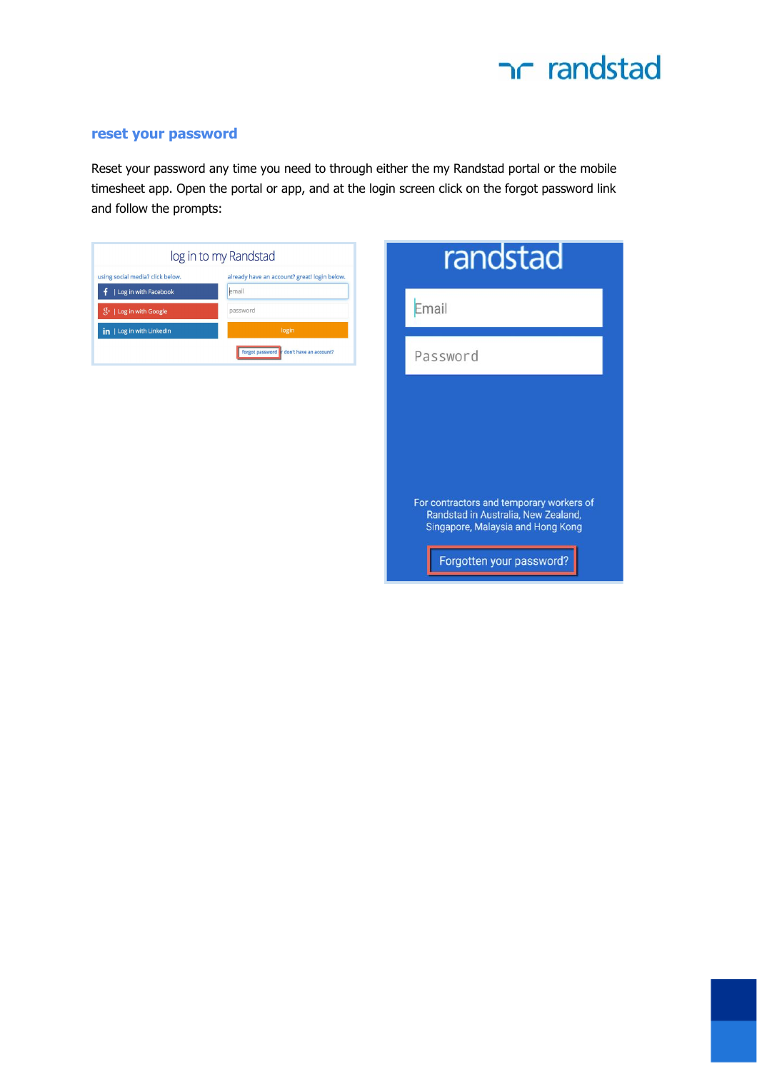## reset your password

Reset your password any time you need to through either the my Randstad portal or the mobile timesheet app. Open the portal or app, and at the login screen click on the forgot password link and follow the prompts:

log in to my Randstad

using social media? click below.

| Log in with Facebook

| Log in with Google

| Log in with LinkedIn

already have an account? great! login below.

email

password

login

forgot password | don't have an account?

randstad

Email

Password

For contractors and temporary workers of Randstad in Australia, New Zealand, Singapore, Malaysia and Hong Kong

Forgotten your password?